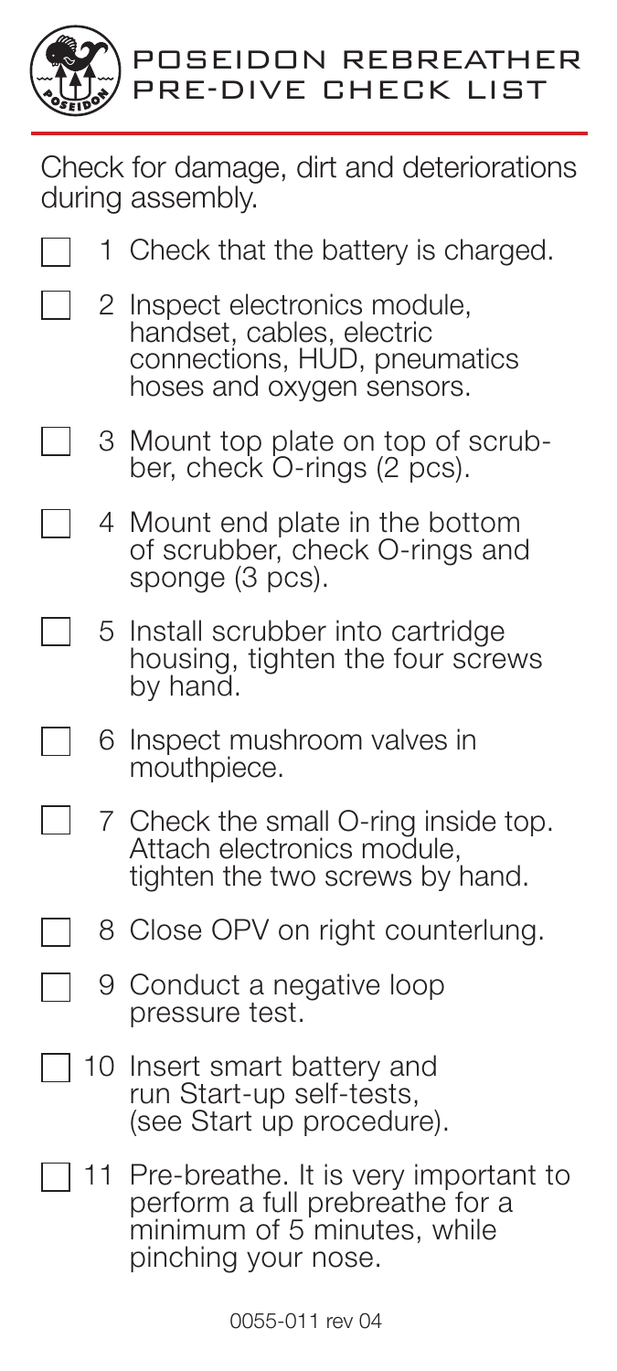# POSEIDON REBREATHER PRE-DIVE CHECK LIST

Check for damage, dirt and deteriorations during assembly.

- [ ] 1 Check that the battery is charged.
- [ ] 2 Inspect electronics module, handset, cables, electric connections, HUD, pneumatics hoses and oxygen sensors.
- [ ] 3 Mount top plate on top of scrubber, check O-rings (2 pcs).
- [ ] 4 Mount end plate in the bottom of scrubber, check O-rings and sponge (3 pcs).
- [ ] 5 Install scrubber into cartridge housing, tighten the four screws by hand.
- [ ] 6 Inspect mushroom valves in mouthpiece.
- [ ] 7 Check the small O-ring inside top. Attach electronics module, tighten the two screws by hand.
- [ ] 8 Close OPV on right counterlung.
- [ ] 9 Conduct a negative loop pressure test.
- [ ] 10 Insert smart battery and run Start-up self-tests, (see Start up procedure).
- [ ] 11 Pre-breathe. It is very important to perform a full prebreathe for a minimum of 5 minutes, while pinching your nose.

0055-011 rev 04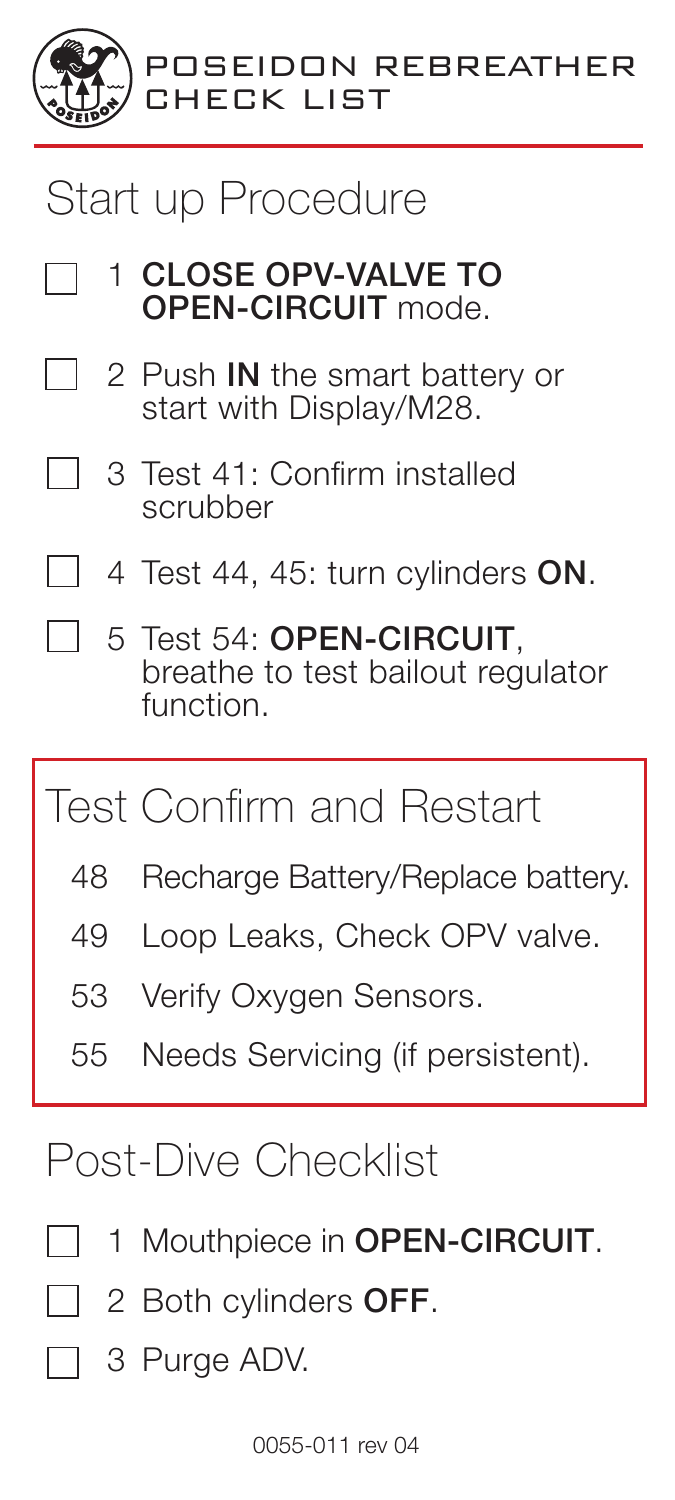# POSEIDON REBREATHER CHECK LIST

## Start up Procedure

- [ ] 1 **CLOSE OPV-VALVE TO OPEN-CIRCUIT** mode.
- [ ] 2 Push **IN** the smart battery or start with Display/M28.
- [ ] 3 Test 41: Confirm installed scrubber
- [ ] 4 Test 44, 45: turn cylinders **ON**.
- [ ] 5 Test 54: **OPEN-CIRCUIT**, breathe to test bailout regulator function.

## Test Confirm and Restart

| | |
|---|---|
| 48 | Recharge Battery/Replace battery. |
| 49 | Loop Leaks, Check OPV valve. |
| 53 | Verify Oxygen Sensors. |
| 55 | Needs Servicing (if persistent). |

## Post-Dive Checklist

- [ ] 1 Mouthpiece in **OPEN-CIRCUIT**.
- [ ] 2 Both cylinders **OFF**.
- [ ] 3 Purge ADV.

0055-011 rev 04